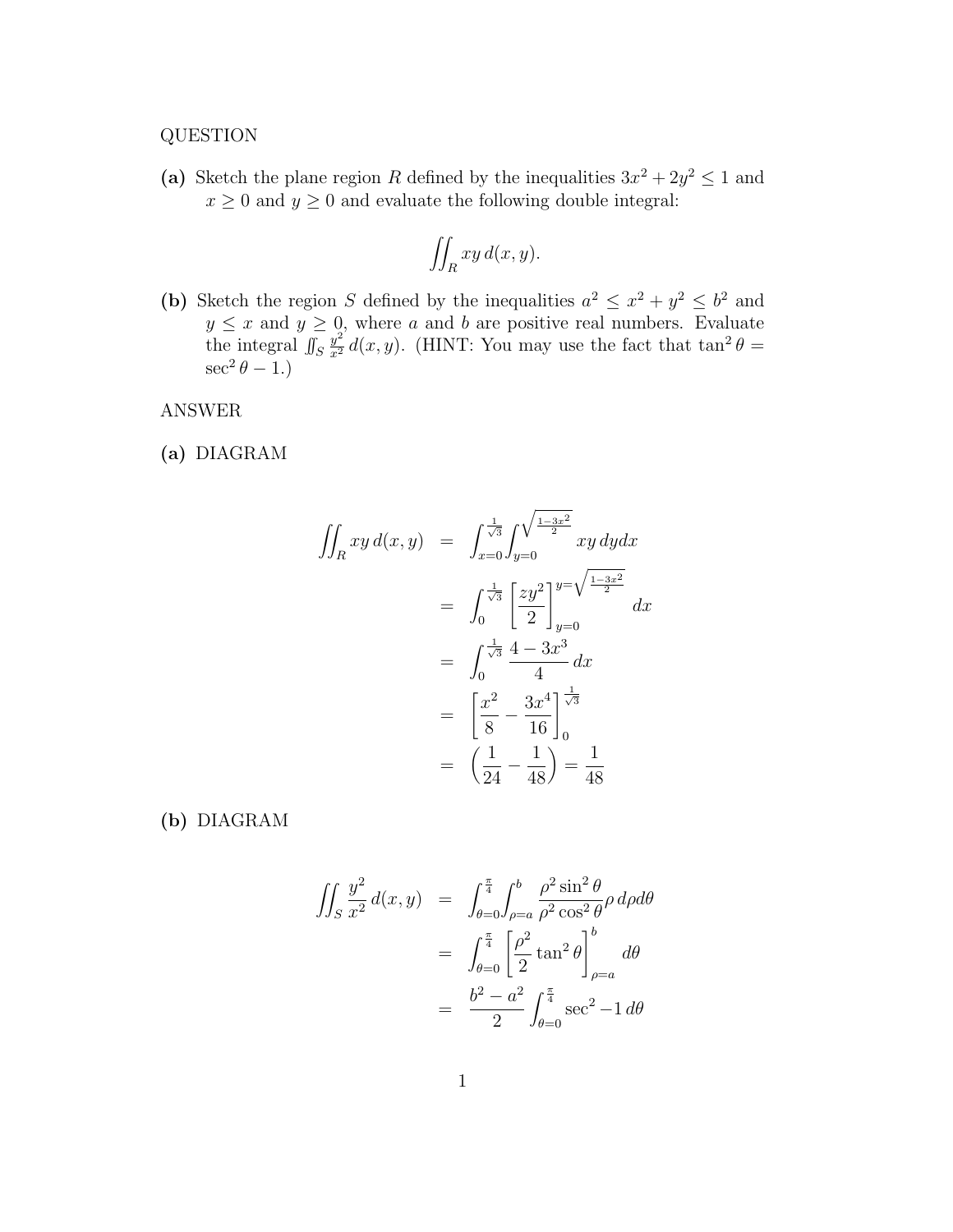QUESTION

**(a)** Sketch the plane region $R$ defined by the inequalities $3x^2 + 2y^2 \leq 1$ and $x \geq 0$ and $y \geq 0$ and evaluate the following double integral:

$$\iint_R xy\, d(x, y).$$

**(b)** Sketch the region $S$ defined by the inequalities $a^2 \leq x^2 + y^2 \leq b^2$ and $y \leq x$ and $y \geq 0$, where $a$ and $b$ are positive real numbers. Evaluate the integral $\iint_S \frac{y^2}{x^2}\, d(x, y)$. (HINT: You may use the fact that $\tan^2\theta = \sec^2\theta - 1$.)

ANSWER

**(a)** DIAGRAM

$$\begin{aligned}
\iint_R xy\, d(x, y) &= \int_{x=0}^{\frac{1}{\sqrt{3}}} \int_{y=0}^{\sqrt{\frac{1-3x^2}{2}}} xy\, dy dx \\
&= \int_0^{\frac{1}{\sqrt{3}}} \left[\frac{zy^2}{2}\right]_{y=0}^{y=\sqrt{\frac{1-3x^2}{2}}} dx \\
&= \int_0^{\frac{1}{\sqrt{3}}} \frac{4 - 3x^3}{4}\, dx \\
&= \left[\frac{x^2}{8} - \frac{3x^4}{16}\right]_0^{\frac{1}{\sqrt{3}}} \\
&= \left(\frac{1}{24} - \frac{1}{48}\right) = \frac{1}{48}
\end{aligned}$$

**(b)** DIAGRAM

$$\begin{aligned}
\iint_S \frac{y^2}{x^2}\, d(x, y) &= \int_{\theta=0}^{\frac{\pi}{4}} \int_{\rho=a}^{b} \frac{\rho^2 \sin^2\theta}{\rho^2 \cos^2\theta} \rho\, d\rho d\theta \\
&= \int_{\theta=0}^{\frac{\pi}{4}} \left[\frac{\rho^2}{2} \tan^2\theta\right]_{\rho=a}^{b} d\theta \\
&= \frac{b^2 - a^2}{2} \int_{\theta=0}^{\frac{\pi}{4}} \sec^2 -1\, d\theta
\end{aligned}$$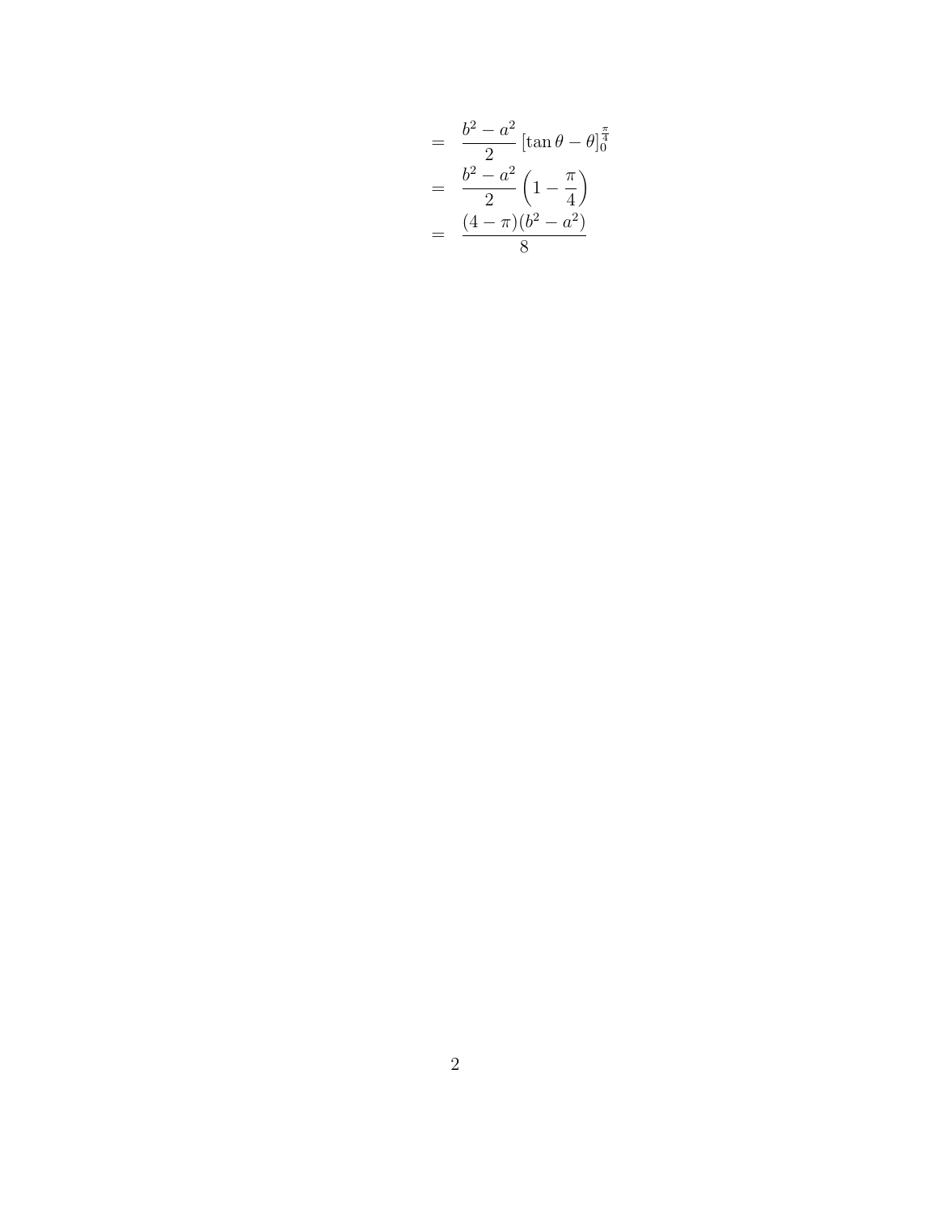$$
\begin{aligned}
&= \frac{b^2 - a^2}{2} \left[\tan\theta - \theta\right]_0^{\frac{\pi}{4}} \\
&= \frac{b^2 - a^2}{2} \left(1 - \frac{\pi}{4}\right) \\
&= \frac{(4 - \pi)(b^2 - a^2)}{8}
\end{aligned}
$$